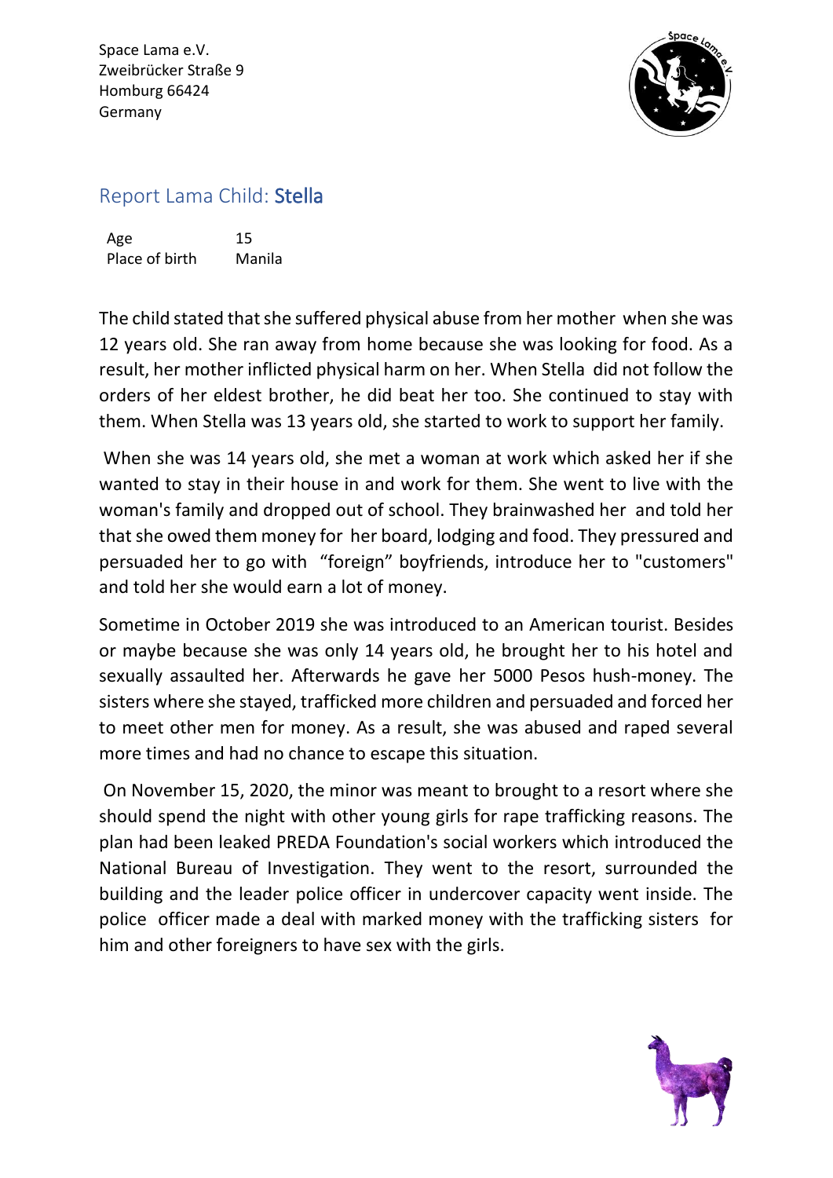Space Lama e.V.
Zweibrücker Straße 9
Homburg 66424
Germany

## Report Lama Child: Stella

| Age | 15 |
| --- | --- |
| Place of birth | Manila |

The child stated that she suffered physical abuse from her mother when she was 12 years old. She ran away from home because she was looking for food. As a result, her mother inflicted physical harm on her. When Stella did not follow the orders of her eldest brother, he did beat her too. She continued to stay with them. When Stella was 13 years old, she started to work to support her family.

When she was 14 years old, she met a woman at work which asked her if she wanted to stay in their house in and work for them. She went to live with the woman's family and dropped out of school. They brainwashed her and told her that she owed them money for her board, lodging and food. They pressured and persuaded her to go with "foreign" boyfriends, introduce her to "customers" and told her she would earn a lot of money.

Sometime in October 2019 she was introduced to an American tourist. Besides or maybe because she was only 14 years old, he brought her to his hotel and sexually assaulted her. Afterwards he gave her 5000 Pesos hush-money. The sisters where she stayed, trafficked more children and persuaded and forced her to meet other men for money. As a result, she was abused and raped several more times and had no chance to escape this situation.

On November 15, 2020, the minor was meant to brought to a resort where she should spend the night with other young girls for rape trafficking reasons. The plan had been leaked PREDA Foundation's social workers which introduced the National Bureau of Investigation. They went to the resort, surrounded the building and the leader police officer in undercover capacity went inside. The police officer made a deal with marked money with the trafficking sisters for him and other foreigners to have sex with the girls.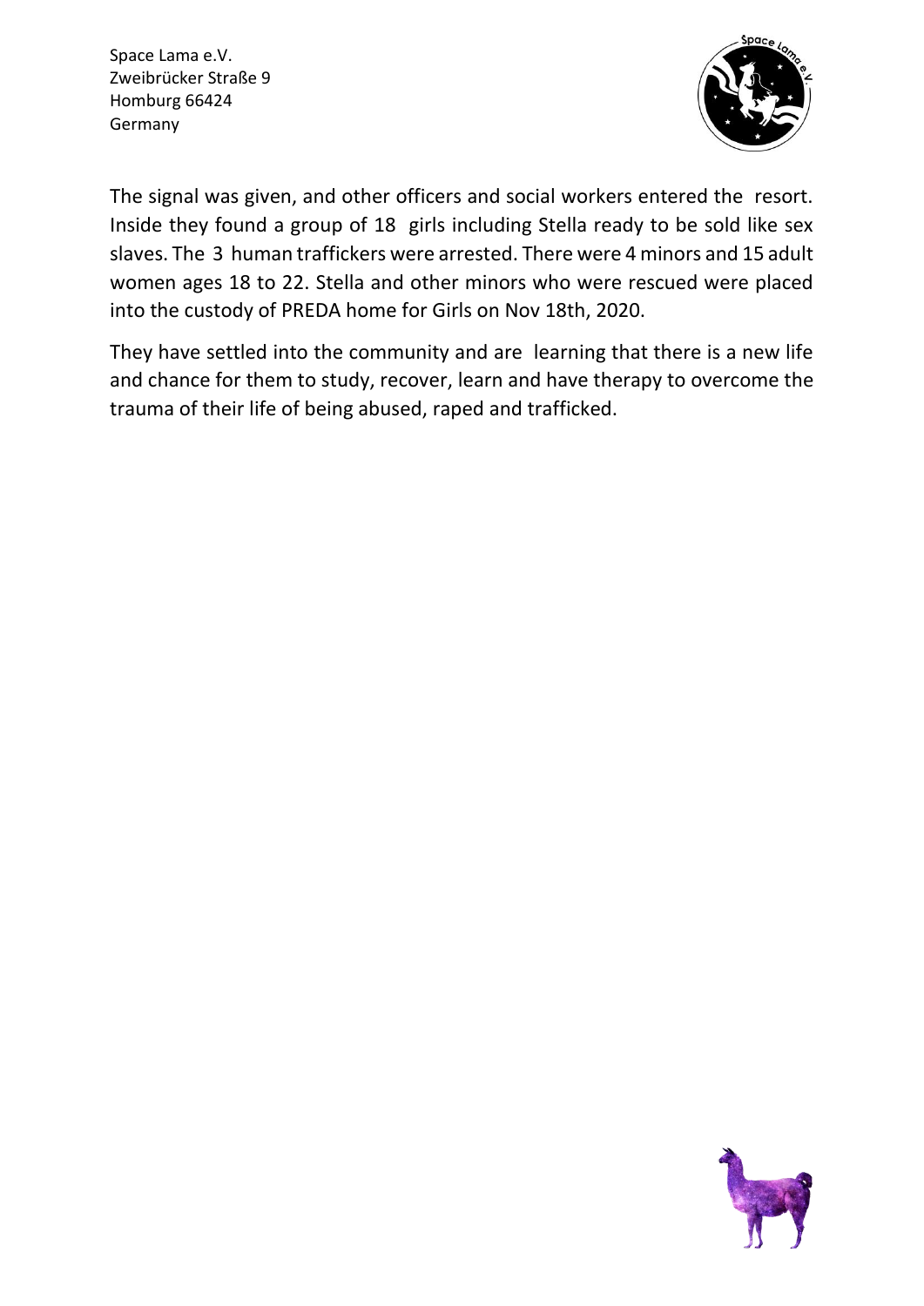Space Lama e.V.
Zweibrücker Straße 9
Homburg 66424
Germany

The signal was given, and other officers and social workers entered the resort. Inside they found a group of 18 girls including Stella ready to be sold like sex slaves. The 3 human traffickers were arrested. There were 4 minors and 15 adult women ages 18 to 22. Stella and other minors who were rescued were placed into the custody of PREDA home for Girls on Nov 18th, 2020.

They have settled into the community and are learning that there is a new life and chance for them to study, recover, learn and have therapy to overcome the trauma of their life of being abused, raped and trafficked.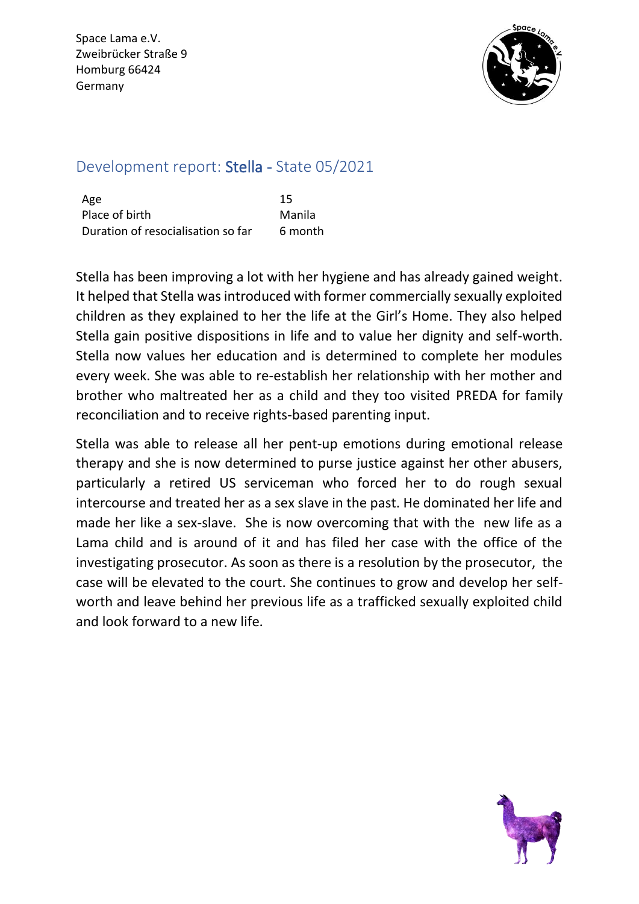Space Lama e.V.
Zweibrücker Straße 9
Homburg 66424
Germany

## Development report: Stella - State 05/2021

| | |
|---|---|
| Age | 15 |
| Place of birth | Manila |
| Duration of resocialisation so far | 6 month |

Stella has been improving a lot with her hygiene and has already gained weight. It helped that Stella was introduced with former commercially sexually exploited children as they explained to her the life at the Girl's Home. They also helped Stella gain positive dispositions in life and to value her dignity and self-worth. Stella now values her education and is determined to complete her modules every week. She was able to re-establish her relationship with her mother and brother who maltreated her as a child and they too visited PREDA for family reconciliation and to receive rights-based parenting input.

Stella was able to release all her pent-up emotions during emotional release therapy and she is now determined to purse justice against her other abusers, particularly a retired US serviceman who forced her to do rough sexual intercourse and treated her as a sex slave in the past. He dominated her life and made her like a sex-slave. She is now overcoming that with the new life as a Lama child and is around of it and has filed her case with the office of the investigating prosecutor. As soon as there is a resolution by the prosecutor, the case will be elevated to the court. She continues to grow and develop her self-worth and leave behind her previous life as a trafficked sexually exploited child and look forward to a new life.